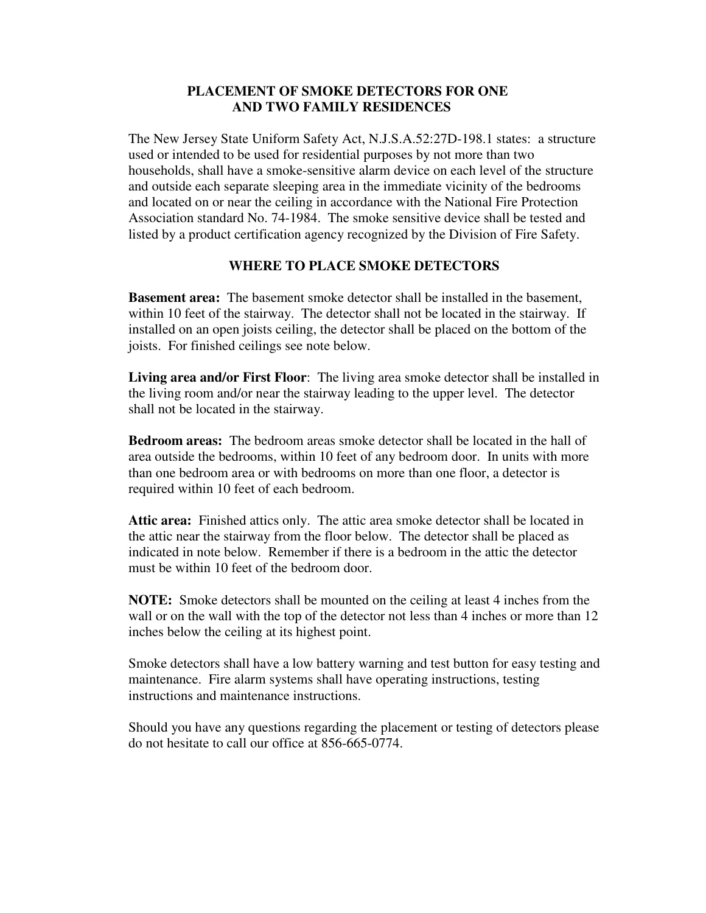# PLACEMENT OF SMOKE DETECTORS FOR ONE AND TWO FAMILY RESIDENCES

The New Jersey State Uniform Safety Act, N.J.S.A.52:27D-198.1 states: a structure used or intended to be used for residential purposes by not more than two households, shall have a smoke-sensitive alarm device on each level of the structure and outside each separate sleeping area in the immediate vicinity of the bedrooms and located on or near the ceiling in accordance with the National Fire Protection Association standard No. 74-1984. The smoke sensitive device shall be tested and listed by a product certification agency recognized by the Division of Fire Safety.

## WHERE TO PLACE SMOKE DETECTORS

**Basement area:** The basement smoke detector shall be installed in the basement, within 10 feet of the stairway. The detector shall not be located in the stairway. If installed on an open joists ceiling, the detector shall be placed on the bottom of the joists. For finished ceilings see note below.

**Living area and/or First Floor**: The living area smoke detector shall be installed in the living room and/or near the stairway leading to the upper level. The detector shall not be located in the stairway.

**Bedroom areas:** The bedroom areas smoke detector shall be located in the hall of area outside the bedrooms, within 10 feet of any bedroom door. In units with more than one bedroom area or with bedrooms on more than one floor, a detector is required within 10 feet of each bedroom.

**Attic area:** Finished attics only. The attic area smoke detector shall be located in the attic near the stairway from the floor below. The detector shall be placed as indicated in note below. Remember if there is a bedroom in the attic the detector must be within 10 feet of the bedroom door.

**NOTE:** Smoke detectors shall be mounted on the ceiling at least 4 inches from the wall or on the wall with the top of the detector not less than 4 inches or more than 12 inches below the ceiling at its highest point.

Smoke detectors shall have a low battery warning and test button for easy testing and maintenance. Fire alarm systems shall have operating instructions, testing instructions and maintenance instructions.

Should you have any questions regarding the placement or testing of detectors please do not hesitate to call our office at 856-665-0774.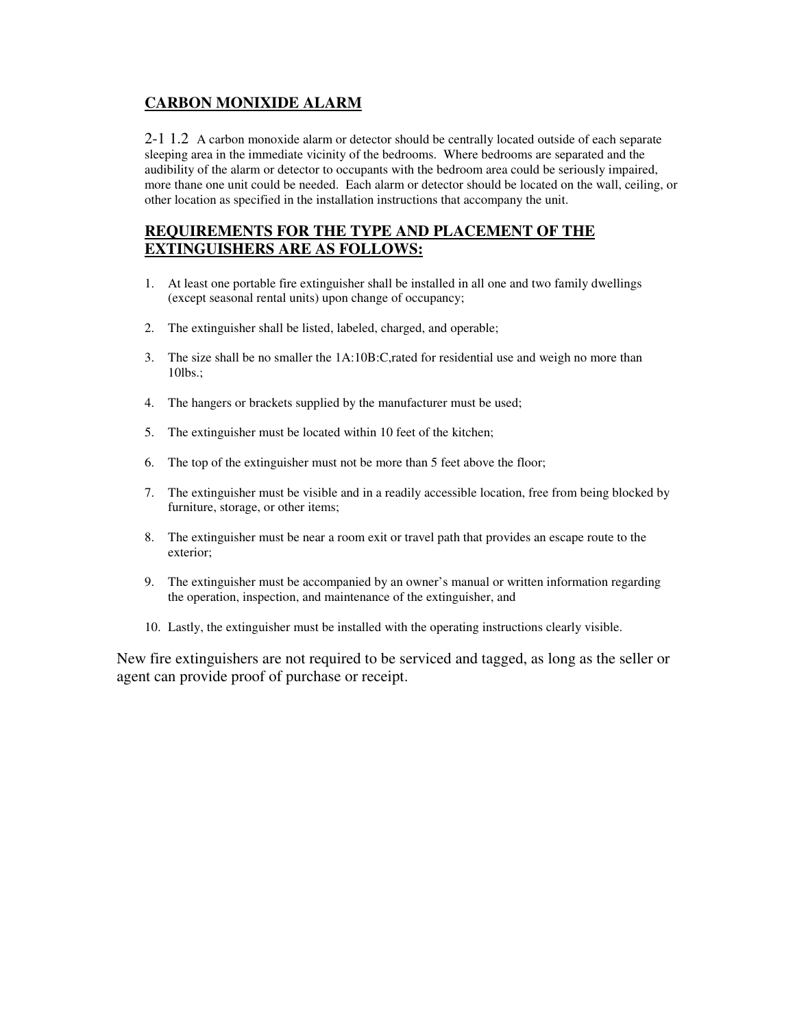## **CARBON MONIXIDE ALARM**

2-1 1.2 A carbon monoxide alarm or detector should be centrally located outside of each separate sleeping area in the immediate vicinity of the bedrooms. Where bedrooms are separated and the audibility of the alarm or detector to occupants with the bedroom area could be seriously impaired, more thane one unit could be needed. Each alarm or detector should be located on the wall, ceiling, or other location as specified in the installation instructions that accompany the unit.

## **REQUIREMENTS FOR THE TYPE AND PLACEMENT OF THE EXTINGUISHERS ARE AS FOLLOWS:**

1. At least one portable fire extinguisher shall be installed in all one and two family dwellings (except seasonal rental units) upon change of occupancy;

2. The extinguisher shall be listed, labeled, charged, and operable;

3. The size shall be no smaller the 1A:10B:C,rated for residential use and weigh no more than 10lbs.;

4. The hangers or brackets supplied by the manufacturer must be used;

5. The extinguisher must be located within 10 feet of the kitchen;

6. The top of the extinguisher must not be more than 5 feet above the floor;

7. The extinguisher must be visible and in a readily accessible location, free from being blocked by furniture, storage, or other items;

8. The extinguisher must be near a room exit or travel path that provides an escape route to the exterior;

9. The extinguisher must be accompanied by an owner's manual or written information regarding the operation, inspection, and maintenance of the extinguisher, and

10. Lastly, the extinguisher must be installed with the operating instructions clearly visible.

New fire extinguishers are not required to be serviced and tagged, as long as the seller or agent can provide proof of purchase or receipt.